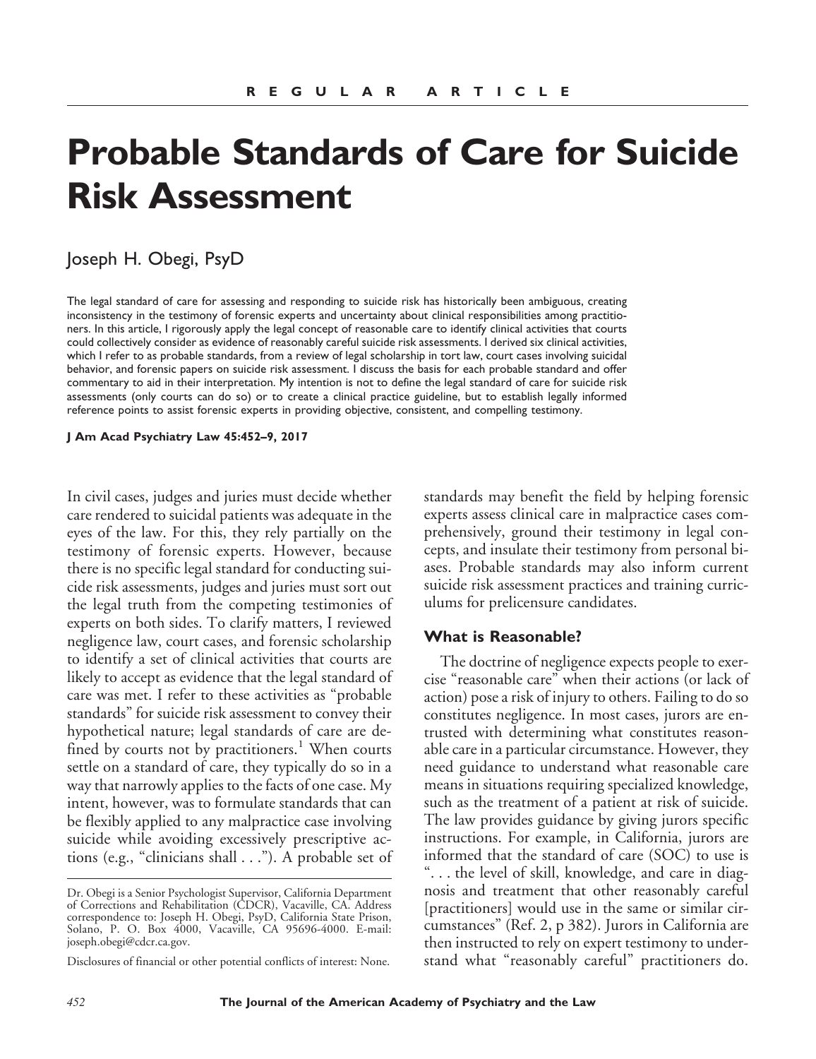REGULAR ARTICLE

# Probable Standards of Care for Suicide Risk Assessment

Joseph H. Obegi, PsyD

The legal standard of care for assessing and responding to suicide risk has historically been ambiguous, creating inconsistency in the testimony of forensic experts and uncertainty about clinical responsibilities among practitioners. In this article, I rigorously apply the legal concept of reasonable care to identify clinical activities that courts could collectively consider as evidence of reasonably careful suicide risk assessments. I derived six clinical activities, which I refer to as probable standards, from a review of legal scholarship in tort law, court cases involving suicidal behavior, and forensic papers on suicide risk assessment. I discuss the basis for each probable standard and offer commentary to aid in their interpretation. My intention is not to define the legal standard of care for suicide risk assessments (only courts can do so) or to create a clinical practice guideline, but to establish legally informed reference points to assist forensic experts in providing objective, consistent, and compelling testimony.

**J Am Acad Psychiatry Law 45:452–9, 2017**

In civil cases, judges and juries must decide whether care rendered to suicidal patients was adequate in the eyes of the law. For this, they rely partially on the testimony of forensic experts. However, because there is no specific legal standard for conducting suicide risk assessments, judges and juries must sort out the legal truth from the competing testimonies of experts on both sides. To clarify matters, I reviewed negligence law, court cases, and forensic scholarship to identify a set of clinical activities that courts are likely to accept as evidence that the legal standard of care was met. I refer to these activities as "probable standards" for suicide risk assessment to convey their hypothetical nature; legal standards of care are defined by courts not by practitioners.[1] When courts settle on a standard of care, they typically do so in a way that narrowly applies to the facts of one case. My intent, however, was to formulate standards that can be flexibly applied to any malpractice case involving suicide while avoiding excessively prescriptive actions (e.g., "clinicians shall . . ."). A probable set of standards may benefit the field by helping forensic experts assess clinical care in malpractice cases comprehensively, ground their testimony in legal concepts, and insulate their testimony from personal biases. Probable standards may also inform current suicide risk assessment practices and training curriculums for prelicensure candidates.

## What is Reasonable?

The doctrine of negligence expects people to exercise "reasonable care" when their actions (or lack of action) pose a risk of injury to others. Failing to do so constitutes negligence. In most cases, jurors are entrusted with determining what constitutes reasonable care in a particular circumstance. However, they need guidance to understand what reasonable care means in situations requiring specialized knowledge, such as the treatment of a patient at risk of suicide. The law provides guidance by giving jurors specific instructions. For example, in California, jurors are informed that the standard of care (SOC) to use is ". . . the level of skill, knowledge, and care in diagnosis and treatment that other reasonably careful [practitioners] would use in the same or similar circumstances" (Ref. 2, p 382). Jurors in California are then instructed to rely on expert testimony to understand what "reasonably careful" practitioners do.

Dr. Obegi is a Senior Psychologist Supervisor, California Department of Corrections and Rehabilitation (CDCR), Vacaville, CA. Address correspondence to: Joseph H. Obegi, PsyD, California State Prison, Solano, P. O. Box 4000, Vacaville, CA 95696-4000. E-mail: joseph.obegi@cdcr.ca.gov.

Disclosures of financial or other potential conflicts of interest: None.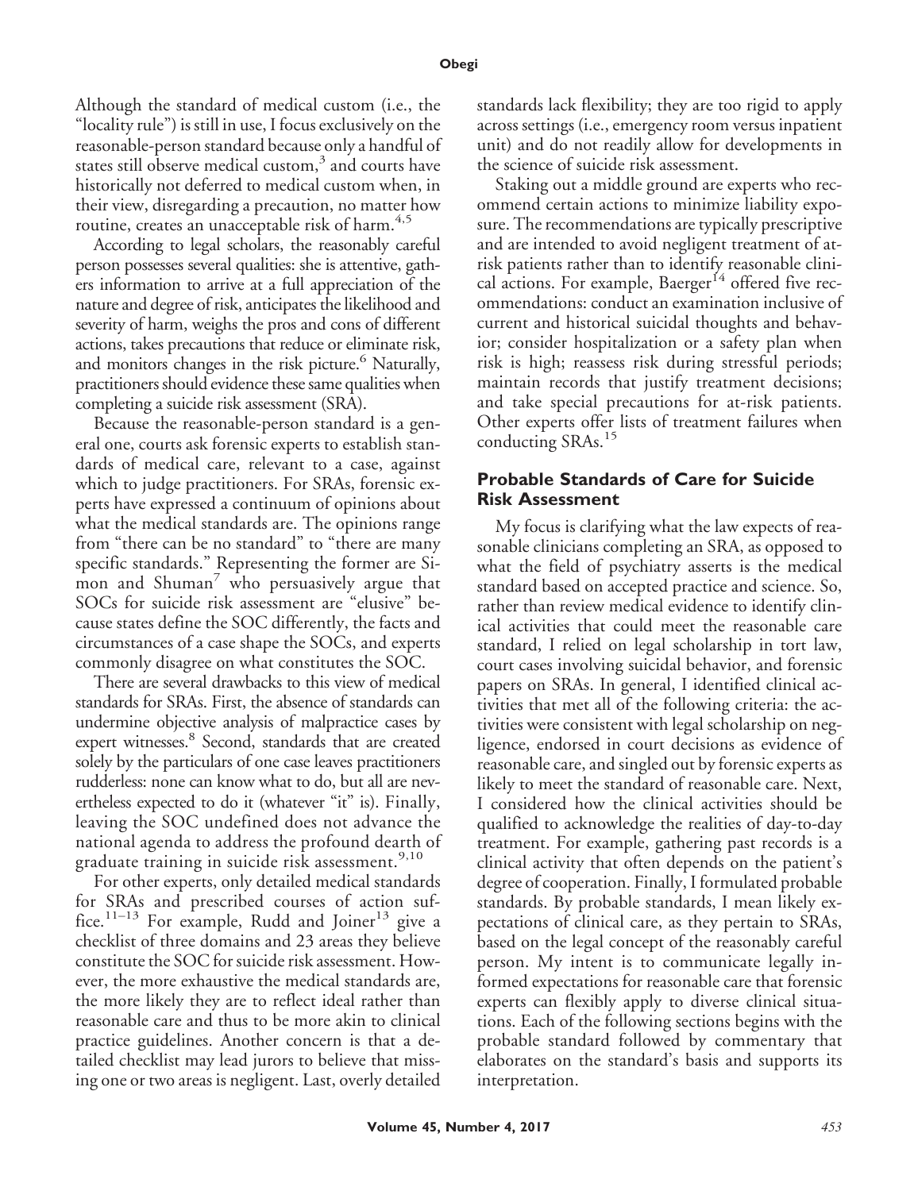Although the standard of medical custom (i.e., the "locality rule") is still in use, I focus exclusively on the reasonable-person standard because only a handful of states still observe medical custom,[3] and courts have historically not deferred to medical custom when, in their view, disregarding a precaution, no matter how routine, creates an unacceptable risk of harm.[4,5]

According to legal scholars, the reasonably careful person possesses several qualities: she is attentive, gathers information to arrive at a full appreciation of the nature and degree of risk, anticipates the likelihood and severity of harm, weighs the pros and cons of different actions, takes precautions that reduce or eliminate risk, and monitors changes in the risk picture.[6] Naturally, practitioners should evidence these same qualities when completing a suicide risk assessment (SRA).

Because the reasonable-person standard is a general one, courts ask forensic experts to establish standards of medical care, relevant to a case, against which to judge practitioners. For SRAs, forensic experts have expressed a continuum of opinions about what the medical standards are. The opinions range from "there can be no standard" to "there are many specific standards." Representing the former are Simon and Shuman[7] who persuasively argue that SOCs for suicide risk assessment are "elusive" because states define the SOC differently, the facts and circumstances of a case shape the SOCs, and experts commonly disagree on what constitutes the SOC.

There are several drawbacks to this view of medical standards for SRAs. First, the absence of standards can undermine objective analysis of malpractice cases by expert witnesses.[8] Second, standards that are created solely by the particulars of one case leaves practitioners rudderless: none can know what to do, but all are nevertheless expected to do it (whatever "it" is). Finally, leaving the SOC undefined does not advance the national agenda to address the profound dearth of graduate training in suicide risk assessment.[9,10]

For other experts, only detailed medical standards for SRAs and prescribed courses of action suffice.[11–13] For example, Rudd and Joiner[13] give a checklist of three domains and 23 areas they believe constitute the SOC for suicide risk assessment. However, the more exhaustive the medical standards are, the more likely they are to reflect ideal rather than reasonable care and thus to be more akin to clinical practice guidelines. Another concern is that a detailed checklist may lead jurors to believe that missing one or two areas is negligent. Last, overly detailed standards lack flexibility; they are too rigid to apply across settings (i.e., emergency room versus inpatient unit) and do not readily allow for developments in the science of suicide risk assessment.

Staking out a middle ground are experts who recommend certain actions to minimize liability exposure. The recommendations are typically prescriptive and are intended to avoid negligent treatment of at-risk patients rather than to identify reasonable clinical actions. For example, Baerger[14] offered five recommendations: conduct an examination inclusive of current and historical suicidal thoughts and behavior; consider hospitalization or a safety plan when risk is high; reassess risk during stressful periods; maintain records that justify treatment decisions; and take special precautions for at-risk patients. Other experts offer lists of treatment failures when conducting SRAs.[15]

## Probable Standards of Care for Suicide Risk Assessment

My focus is clarifying what the law expects of reasonable clinicians completing an SRA, as opposed to what the field of psychiatry asserts is the medical standard based on accepted practice and science. So, rather than review medical evidence to identify clinical activities that could meet the reasonable care standard, I relied on legal scholarship in tort law, court cases involving suicidal behavior, and forensic papers on SRAs. In general, I identified clinical activities that met all of the following criteria: the activities were consistent with legal scholarship on negligence, endorsed in court decisions as evidence of reasonable care, and singled out by forensic experts as likely to meet the standard of reasonable care. Next, I considered how the clinical activities should be qualified to acknowledge the realities of day-to-day treatment. For example, gathering past records is a clinical activity that often depends on the patient's degree of cooperation. Finally, I formulated probable standards. By probable standards, I mean likely expectations of clinical care, as they pertain to SRAs, based on the legal concept of the reasonably careful person. My intent is to communicate legally informed expectations for reasonable care that forensic experts can flexibly apply to diverse clinical situations. Each of the following sections begins with the probable standard followed by commentary that elaborates on the standard's basis and supports its interpretation.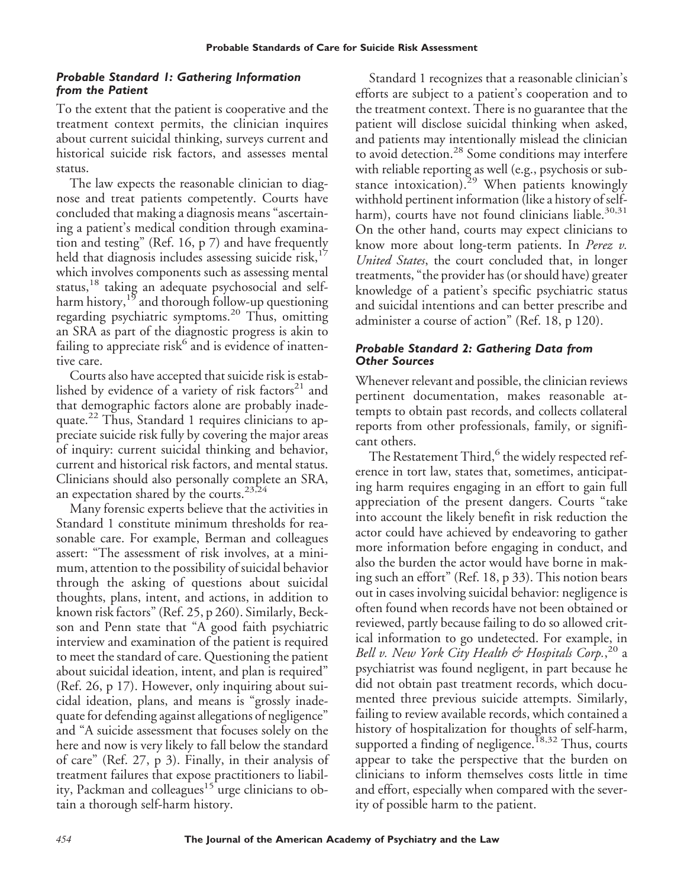### *Probable Standard 1: Gathering Information from the Patient*

To the extent that the patient is cooperative and the treatment context permits, the clinician inquires about current suicidal thinking, surveys current and historical suicide risk factors, and assesses mental status.

The law expects the reasonable clinician to diagnose and treat patients competently. Courts have concluded that making a diagnosis means "ascertaining a patient's medical condition through examination and testing" (Ref. 16, p 7) and have frequently held that diagnosis includes assessing suicide risk,[17] which involves components such as assessing mental status,[18] taking an adequate psychosocial and self-harm history,[19] and thorough follow-up questioning regarding psychiatric symptoms.[20] Thus, omitting an SRA as part of the diagnostic progress is akin to failing to appreciate risk[6] and is evidence of inattentive care.

Courts also have accepted that suicide risk is established by evidence of a variety of risk factors[21] and that demographic factors alone are probably inadequate.[22] Thus, Standard 1 requires clinicians to appreciate suicide risk fully by covering the major areas of inquiry: current suicidal thinking and behavior, current and historical risk factors, and mental status. Clinicians should also personally complete an SRA, an expectation shared by the courts.[23,24]

Many forensic experts believe that the activities in Standard 1 constitute minimum thresholds for reasonable care. For example, Berman and colleagues assert: "The assessment of risk involves, at a minimum, attention to the possibility of suicidal behavior through the asking of questions about suicidal thoughts, plans, intent, and actions, in addition to known risk factors" (Ref. 25, p 260). Similarly, Beckson and Penn state that "A good faith psychiatric interview and examination of the patient is required to meet the standard of care. Questioning the patient about suicidal ideation, intent, and plan is required" (Ref. 26, p 17). However, only inquiring about suicidal ideation, plans, and means is "grossly inadequate for defending against allegations of negligence" and "A suicide assessment that focuses solely on the here and now is very likely to fall below the standard of care" (Ref. 27, p 3). Finally, in their analysis of treatment failures that expose practitioners to liability, Packman and colleagues[15] urge clinicians to obtain a thorough self-harm history.

Standard 1 recognizes that a reasonable clinician's efforts are subject to a patient's cooperation and to the treatment context. There is no guarantee that the patient will disclose suicidal thinking when asked, and patients may intentionally mislead the clinician to avoid detection.[28] Some conditions may interfere with reliable reporting as well (e.g., psychosis or substance intoxication).[29] When patients knowingly withhold pertinent information (like a history of self-harm), courts have not found clinicians liable.[30,31] On the other hand, courts may expect clinicians to know more about long-term patients. In *Perez v. United States*, the court concluded that, in longer treatments, "the provider has (or should have) greater knowledge of a patient's specific psychiatric status and suicidal intentions and can better prescribe and administer a course of action" (Ref. 18, p 120).

### *Probable Standard 2: Gathering Data from Other Sources*

Whenever relevant and possible, the clinician reviews pertinent documentation, makes reasonable attempts to obtain past records, and collects collateral reports from other professionals, family, or significant others.

The Restatement Third,[6] the widely respected reference in tort law, states that, sometimes, anticipating harm requires engaging in an effort to gain full appreciation of the present dangers. Courts "take into account the likely benefit in risk reduction the actor could have achieved by endeavoring to gather more information before engaging in conduct, and also the burden the actor would have borne in making such an effort" (Ref. 18, p 33). This notion bears out in cases involving suicidal behavior: negligence is often found when records have not been obtained or reviewed, partly because failing to do so allowed critical information to go undetected. For example, in *Bell v. New York City Health & Hospitals Corp.*,[20] a psychiatrist was found negligent, in part because he did not obtain past treatment records, which documented three previous suicide attempts. Similarly, failing to review available records, which contained a history of hospitalization for thoughts of self-harm, supported a finding of negligence.[18,32] Thus, courts appear to take the perspective that the burden on clinicians to inform themselves costs little in time and effort, especially when compared with the severity of possible harm to the patient.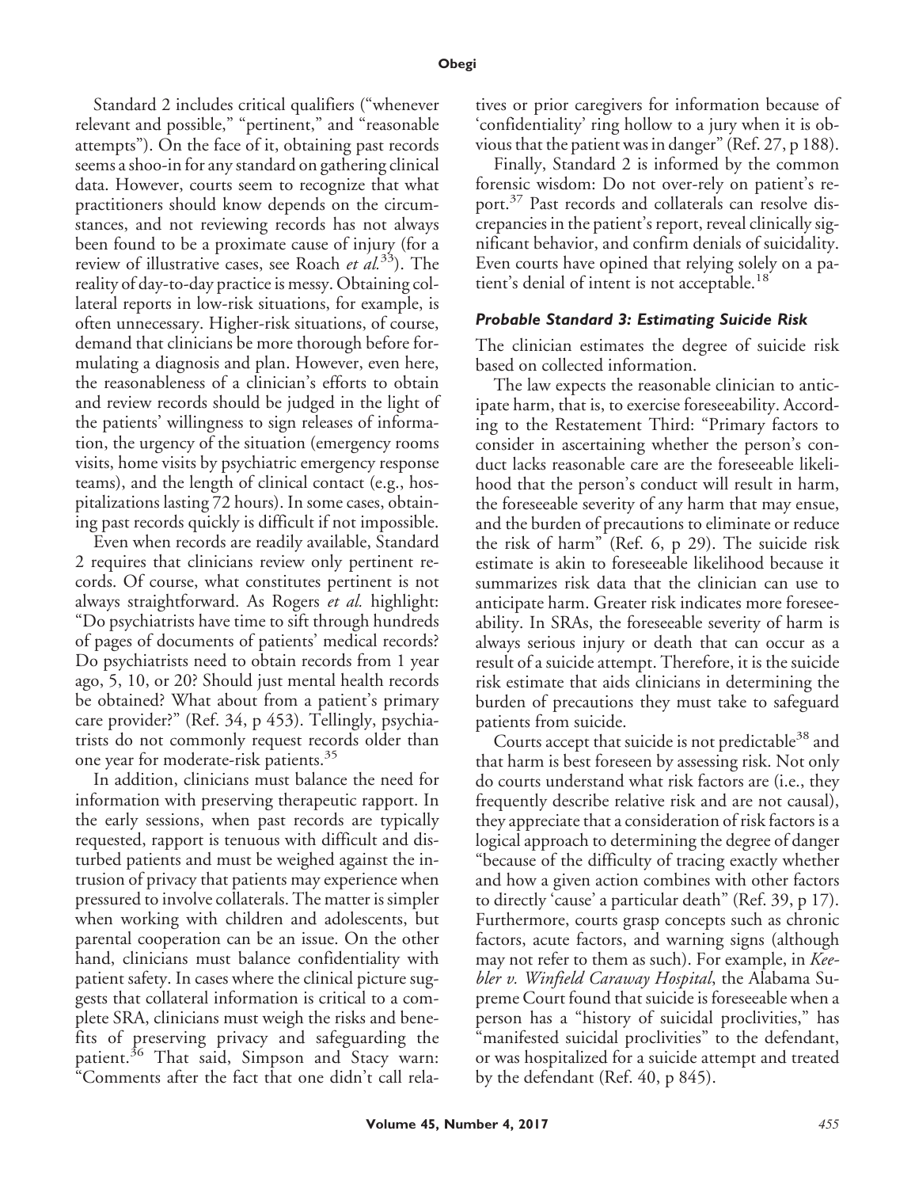Standard 2 includes critical qualifiers ("whenever relevant and possible," "pertinent," and "reasonable attempts"). On the face of it, obtaining past records seems a shoo-in for any standard on gathering clinical data. However, courts seem to recognize that what practitioners should know depends on the circumstances, and not reviewing records has not always been found to be a proximate cause of injury (for a review of illustrative cases, see Roach *et al.*[33]). The reality of day-to-day practice is messy. Obtaining collateral reports in low-risk situations, for example, is often unnecessary. Higher-risk situations, of course, demand that clinicians be more thorough before formulating a diagnosis and plan. However, even here, the reasonableness of a clinician's efforts to obtain and review records should be judged in the light of the patients' willingness to sign releases of information, the urgency of the situation (emergency rooms visits, home visits by psychiatric emergency response teams), and the length of clinical contact (e.g., hospitalizations lasting 72 hours). In some cases, obtaining past records quickly is difficult if not impossible.

Even when records are readily available, Standard 2 requires that clinicians review only pertinent records. Of course, what constitutes pertinent is not always straightforward. As Rogers *et al.* highlight: "Do psychiatrists have time to sift through hundreds of pages of documents of patients' medical records? Do psychiatrists need to obtain records from 1 year ago, 5, 10, or 20? Should just mental health records be obtained? What about from a patient's primary care provider?" (Ref. 34, p 453). Tellingly, psychiatrists do not commonly request records older than one year for moderate-risk patients.[35]

In addition, clinicians must balance the need for information with preserving therapeutic rapport. In the early sessions, when past records are typically requested, rapport is tenuous with difficult and disturbed patients and must be weighed against the intrusion of privacy that patients may experience when pressured to involve collaterals. The matter is simpler when working with children and adolescents, but parental cooperation can be an issue. On the other hand, clinicians must balance confidentiality with patient safety. In cases where the clinical picture suggests that collateral information is critical to a complete SRA, clinicians must weigh the risks and benefits of preserving privacy and safeguarding the patient.[36] That said, Simpson and Stacy warn: "Comments after the fact that one didn't call relatives or prior caregivers for information because of 'confidentiality' ring hollow to a jury when it is obvious that the patient was in danger" (Ref. 27, p 188).

Finally, Standard 2 is informed by the common forensic wisdom: Do not over-rely on patient's report.[37] Past records and collaterals can resolve discrepancies in the patient's report, reveal clinically significant behavior, and confirm denials of suicidality. Even courts have opined that relying solely on a patient's denial of intent is not acceptable.[18]

### *Probable Standard 3: Estimating Suicide Risk*

The clinician estimates the degree of suicide risk based on collected information.

The law expects the reasonable clinician to anticipate harm, that is, to exercise foreseeability. According to the Restatement Third: "Primary factors to consider in ascertaining whether the person's conduct lacks reasonable care are the foreseeable likelihood that the person's conduct will result in harm, the foreseeable severity of any harm that may ensue, and the burden of precautions to eliminate or reduce the risk of harm" (Ref. 6, p 29). The suicide risk estimate is akin to foreseeable likelihood because it summarizes risk data that the clinician can use to anticipate harm. Greater risk indicates more foreseeability. In SRAs, the foreseeable severity of harm is always serious injury or death that can occur as a result of a suicide attempt. Therefore, it is the suicide risk estimate that aids clinicians in determining the burden of precautions they must take to safeguard patients from suicide.

Courts accept that suicide is not predictable[38] and that harm is best foreseen by assessing risk. Not only do courts understand what risk factors are (i.e., they frequently describe relative risk and are not causal), they appreciate that a consideration of risk factors is a logical approach to determining the degree of danger "because of the difficulty of tracing exactly whether and how a given action combines with other factors to directly 'cause' a particular death" (Ref. 39, p 17). Furthermore, courts grasp concepts such as chronic factors, acute factors, and warning signs (although may not refer to them as such). For example, in *Keebler v. Winfield Caraway Hospital*, the Alabama Supreme Court found that suicide is foreseeable when a person has a "history of suicidal proclivities," has "manifested suicidal proclivities" to the defendant, or was hospitalized for a suicide attempt and treated by the defendant (Ref. 40, p 845).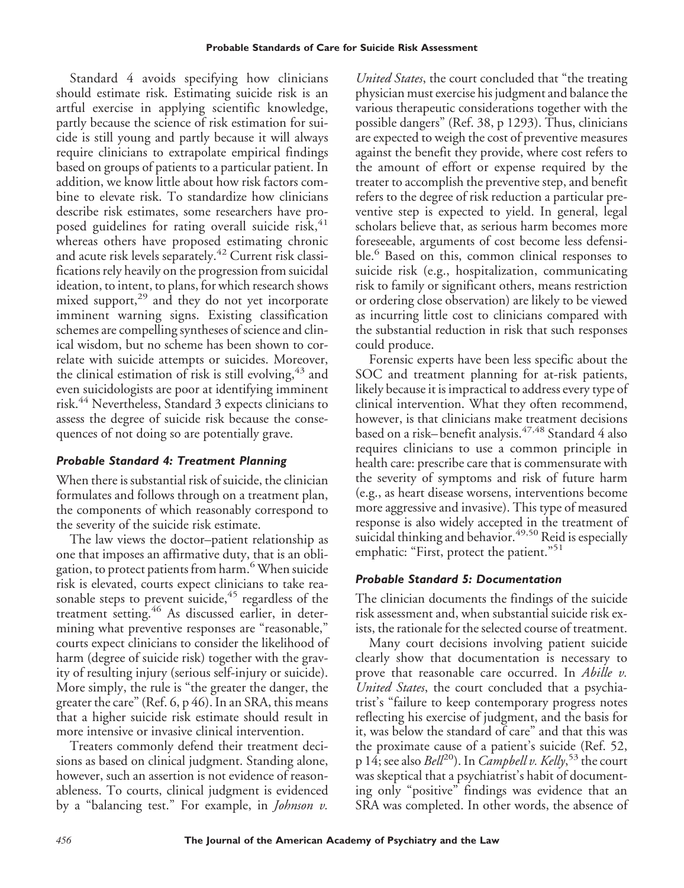Standard 4 avoids specifying how clinicians should estimate risk. Estimating suicide risk is an artful exercise in applying scientific knowledge, partly because the science of risk estimation for suicide is still young and partly because it will always require clinicians to extrapolate empirical findings based on groups of patients to a particular patient. In addition, we know little about how risk factors combine to elevate risk. To standardize how clinicians describe risk estimates, some researchers have proposed guidelines for rating overall suicide risk,[41] whereas others have proposed estimating chronic and acute risk levels separately.[42] Current risk classifications rely heavily on the progression from suicidal ideation, to intent, to plans, for which research shows mixed support,[29] and they do not yet incorporate imminent warning signs. Existing classification schemes are compelling syntheses of science and clinical wisdom, but no scheme has been shown to correlate with suicide attempts or suicides. Moreover, the clinical estimation of risk is still evolving,[43] and even suicidologists are poor at identifying imminent risk.[44] Nevertheless, Standard 3 expects clinicians to assess the degree of suicide risk because the consequences of not doing so are potentially grave.

### *Probable Standard 4: Treatment Planning*

When there is substantial risk of suicide, the clinician formulates and follows through on a treatment plan, the components of which reasonably correspond to the severity of the suicide risk estimate.

The law views the doctor–patient relationship as one that imposes an affirmative duty, that is an obligation, to protect patients from harm.[6] When suicide risk is elevated, courts expect clinicians to take reasonable steps to prevent suicide,[45] regardless of the treatment setting.[46] As discussed earlier, in determining what preventive responses are "reasonable," courts expect clinicians to consider the likelihood of harm (degree of suicide risk) together with the gravity of resulting injury (serious self-injury or suicide). More simply, the rule is "the greater the danger, the greater the care" (Ref. 6, p 46). In an SRA, this means that a higher suicide risk estimate should result in more intensive or invasive clinical intervention.

Treaters commonly defend their treatment decisions as based on clinical judgment. Standing alone, however, such an assertion is not evidence of reasonableness. To courts, clinical judgment is evidenced by a "balancing test." For example, in *Johnson v. United States*, the court concluded that "the treating physician must exercise his judgment and balance the various therapeutic considerations together with the possible dangers" (Ref. 38, p 1293). Thus, clinicians are expected to weigh the cost of preventive measures against the benefit they provide, where cost refers to the amount of effort or expense required by the treater to accomplish the preventive step, and benefit refers to the degree of risk reduction a particular preventive step is expected to yield. In general, legal scholars believe that, as serious harm becomes more foreseeable, arguments of cost become less defensible.[6] Based on this, common clinical responses to suicide risk (e.g., hospitalization, communicating risk to family or significant others, means restriction or ordering close observation) are likely to be viewed as incurring little cost to clinicians compared with the substantial reduction in risk that such responses could produce.

Forensic experts have been less specific about the SOC and treatment planning for at-risk patients, likely because it is impractical to address every type of clinical intervention. What they often recommend, however, is that clinicians make treatment decisions based on a risk–benefit analysis.[47,48] Standard 4 also requires clinicians to use a common principle in health care: prescribe care that is commensurate with the severity of symptoms and risk of future harm (e.g., as heart disease worsens, interventions become more aggressive and invasive). This type of measured response is also widely accepted in the treatment of suicidal thinking and behavior.[49,50] Reid is especially emphatic: "First, protect the patient."[51]

### *Probable Standard 5: Documentation*

The clinician documents the findings of the suicide risk assessment and, when substantial suicide risk exists, the rationale for the selected course of treatment.

Many court decisions involving patient suicide clearly show that documentation is necessary to prove that reasonable care occurred. In *Abille v. United States*, the court concluded that a psychiatrist's "failure to keep contemporary progress notes reflecting his exercise of judgment, and the basis for it, was below the standard of care" and that this was the proximate cause of a patient's suicide (Ref. 52, p 14; see also *Bell*[20]). In *Campbell v. Kelly*,[53] the court was skeptical that a psychiatrist's habit of documenting only "positive" findings was evidence that an SRA was completed. In other words, the absence of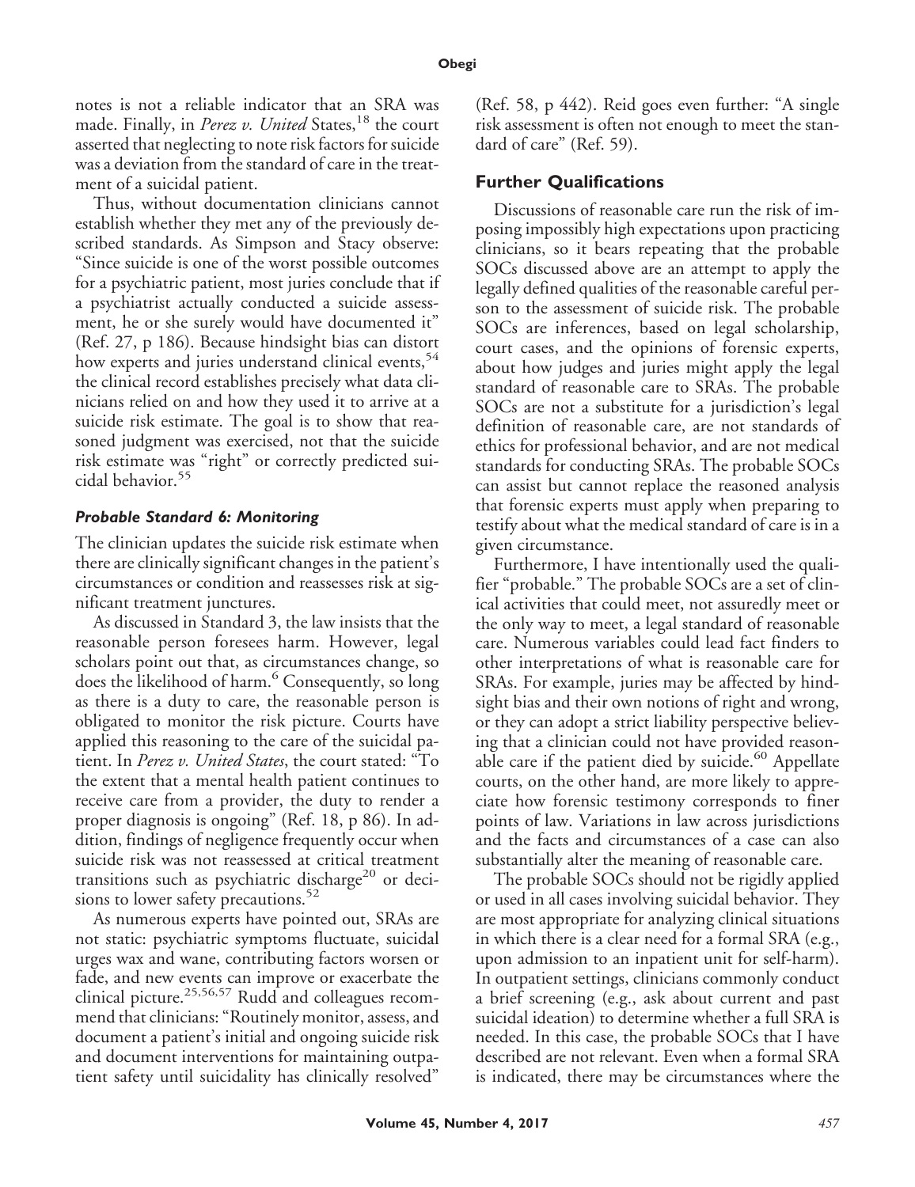notes is not a reliable indicator that an SRA was made. Finally, in *Perez v. United* States,[18] the court asserted that neglecting to note risk factors for suicide was a deviation from the standard of care in the treatment of a suicidal patient.

Thus, without documentation clinicians cannot establish whether they met any of the previously described standards. As Simpson and Stacy observe: "Since suicide is one of the worst possible outcomes for a psychiatric patient, most juries conclude that if a psychiatrist actually conducted a suicide assessment, he or she surely would have documented it" (Ref. 27, p 186). Because hindsight bias can distort how experts and juries understand clinical events,[54] the clinical record establishes precisely what data clinicians relied on and how they used it to arrive at a suicide risk estimate. The goal is to show that reasoned judgment was exercised, not that the suicide risk estimate was "right" or correctly predicted suicidal behavior.[55]

#### *Probable Standard 6: Monitoring*

The clinician updates the suicide risk estimate when there are clinically significant changes in the patient's circumstances or condition and reassesses risk at significant treatment junctures.

As discussed in Standard 3, the law insists that the reasonable person foresees harm. However, legal scholars point out that, as circumstances change, so does the likelihood of harm.[6] Consequently, so long as there is a duty to care, the reasonable person is obligated to monitor the risk picture. Courts have applied this reasoning to the care of the suicidal patient. In *Perez v. United States*, the court stated: "To the extent that a mental health patient continues to receive care from a provider, the duty to render a proper diagnosis is ongoing" (Ref. 18, p 86). In addition, findings of negligence frequently occur when suicide risk was not reassessed at critical treatment transitions such as psychiatric discharge[20] or decisions to lower safety precautions.[52]

As numerous experts have pointed out, SRAs are not static: psychiatric symptoms fluctuate, suicidal urges wax and wane, contributing factors worsen or fade, and new events can improve or exacerbate the clinical picture.[25,56,57] Rudd and colleagues recommend that clinicians: "Routinely monitor, assess, and document a patient's initial and ongoing suicide risk and document interventions for maintaining outpatient safety until suicidality has clinically resolved" (Ref. 58, p 442). Reid goes even further: "A single risk assessment is often not enough to meet the standard of care" (Ref. 59).

### Further Qualifications

Discussions of reasonable care run the risk of imposing impossibly high expectations upon practicing clinicians, so it bears repeating that the probable SOCs discussed above are an attempt to apply the legally defined qualities of the reasonable careful person to the assessment of suicide risk. The probable SOCs are inferences, based on legal scholarship, court cases, and the opinions of forensic experts, about how judges and juries might apply the legal standard of reasonable care to SRAs. The probable SOCs are not a substitute for a jurisdiction's legal definition of reasonable care, are not standards of ethics for professional behavior, and are not medical standards for conducting SRAs. The probable SOCs can assist but cannot replace the reasoned analysis that forensic experts must apply when preparing to testify about what the medical standard of care is in a given circumstance.

Furthermore, I have intentionally used the qualifier "probable." The probable SOCs are a set of clinical activities that could meet, not assuredly meet or the only way to meet, a legal standard of reasonable care. Numerous variables could lead fact finders to other interpretations of what is reasonable care for SRAs. For example, juries may be affected by hindsight bias and their own notions of right and wrong, or they can adopt a strict liability perspective believing that a clinician could not have provided reasonable care if the patient died by suicide.[60] Appellate courts, on the other hand, are more likely to appreciate how forensic testimony corresponds to finer points of law. Variations in law across jurisdictions and the facts and circumstances of a case can also substantially alter the meaning of reasonable care.

The probable SOCs should not be rigidly applied or used in all cases involving suicidal behavior. They are most appropriate for analyzing clinical situations in which there is a clear need for a formal SRA (e.g., upon admission to an inpatient unit for self-harm). In outpatient settings, clinicians commonly conduct a brief screening (e.g., ask about current and past suicidal ideation) to determine whether a full SRA is needed. In this case, the probable SOCs that I have described are not relevant. Even when a formal SRA is indicated, there may be circumstances where the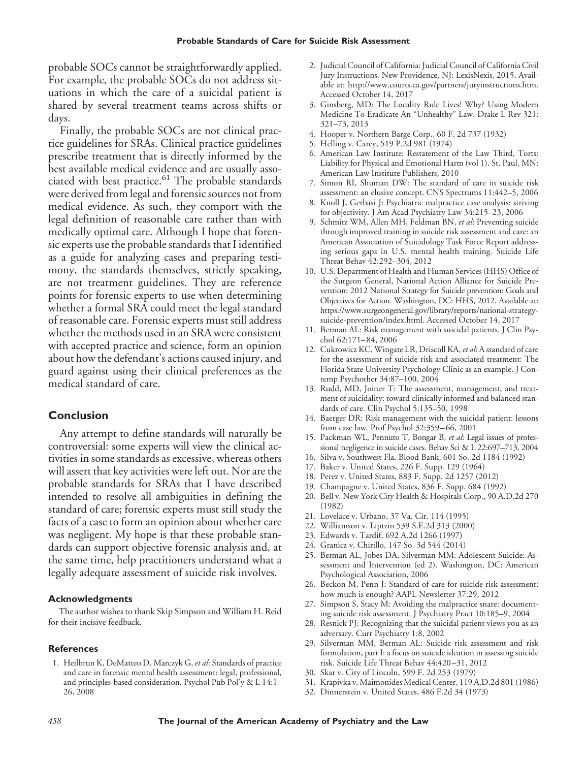probable SOCs cannot be straightforwardly applied. For example, the probable SOCs do not address situations in which the care of a suicidal patient is shared by several treatment teams across shifts or days.

Finally, the probable SOCs are not clinical practice guidelines for SRAs. Clinical practice guidelines prescribe treatment that is directly informed by the best available medical evidence and are usually associated with best practice.[61] The probable standards were derived from legal and forensic sources not from medical evidence. As such, they comport with the legal definition of reasonable care rather than with medically optimal care. Although I hope that forensic experts use the probable standards that I identified as a guide for analyzing cases and preparing testimony, the standards themselves, strictly speaking, are not treatment guidelines. They are reference points for forensic experts to use when determining whether a formal SRA could meet the legal standard of reasonable care. Forensic experts must still address whether the methods used in an SRA were consistent with accepted practice and science, form an opinion about how the defendant's actions caused injury, and guard against using their clinical preferences as the medical standard of care.

## Conclusion

Any attempt to define standards will naturally be controversial: some experts will view the clinical activities in some standards as excessive, whereas others will assert that key activities were left out. Nor are the probable standards for SRAs that I have described intended to resolve all ambiguities in defining the standard of care; forensic experts must still study the facts of a case to form an opinion about whether care was negligent. My hope is that these probable standards can support objective forensic analysis and, at the same time, help practitioners understand what a legally adequate assessment of suicide risk involves.

### Acknowledgments

The author wishes to thank Skip Simpson and William H. Reid for their incisive feedback.

### References

1. Heilbrun K, DeMatteo D, Marczyk G, *et al*: Standards of practice and care in forensic mental health assessment: legal, professional, and principles-based consideration. Psychol Pub Pol'y & L 14:1–26, 2008
2. Judicial Council of California: Judicial Council of California Civil Jury Instructions. New Providence, NJ: LexisNexis, 2015. Available at: http://www.courts.ca.gov/partners/juryinstructions.htm. Accessed October 14, 2017
3. Ginsberg, MD: The Locality Rule Lives! Why? Using Modern Medicine To Eradicate An "Unhealthy" Law. Drake L Rev 321: 321–73, 2013
4. Hooper v. Northern Barge Corp., 60 F. 2d 737 (1932)
5. Helling v. Carey, 519 P.2d 981 (1974)
6. American Law Institute: Restatement of the Law Third, Torts: Liability for Physical and Emotional Harm (vol 1). St. Paul, MN: American Law Institute Publishers, 2010
7. Simon RI, Shuman DW: The standard of care in suicide risk assessment: an elusive concept. CNS Spectrums 11:442–5, 2006
8. Knoll J, Gerbasi J: Psychiatric malpractice case analysis: striving for objectivity. J Am Acad Psychiatry Law 34:215–23, 2006
9. Schmitz WM, Allen MH, Feldman BN, *et al*: Preventing suicide through improved training in suicide risk assessment and care: an American Association of Suicidology Task Force Report addressing serious gaps in U.S. mental health training. Suicide Life Threat Behav 42:292–304, 2012
10. U.S. Department of Health and Human Services (HHS) Office of the Surgeon General, National Action Alliance for Suicide Prevention: 2012 National Strategy for Suicide prevention: Goals and Objectives for Action. Washington, DC: HHS, 2012. Available at: https://www.surgeongeneral.gov/library/reports/national-strategy-suicide-prevention/index.html. Accessed October 14, 2017
11. Berman AL: Risk management with suicidal patients. J Clin Psychol 62:171–84, 2006
12. Cukrowicz KC, Wingate LR, Driscoll KA, *et al*: A standard of care for the assessment of suicide risk and associated treatment: The Florida State University Psychology Clinic as an example. J Contemp Psychother 34:87–100, 2004
13. Rudd, MD, Joiner T: The assessment, management, and treatment of suicidality: toward clinically informed and balanced standards of care. Clin Psychol 5:135–50, 1998
14. Baerger DR: Risk management with the suicidal patient: lessons from case law. Prof Psychol 32:359–66, 2001
15. Packman WL, Pennuto T, Bongar B, *et al*: Legal issues of professional negligence in suicide cases. Behav Sci & L 22:697–713, 2004
16. Silva v. Southwest Fla. Blood Bank, 601 So. 2d 1184 (1992)
17. Baker v. United States, 226 F. Supp. 129 (1964)
18. Perez v. United States, 883 F. Supp. 2d 1257 (2012)
19. Champagne v. United States, 836 F. Supp. 684 (1992)
20. Bell v. New York City Health & Hospitals Corp., 90 A.D.2d 270 (1982)
21. Lovelace v. Urbano, 37 Va. Cir. 114 (1995)
22. Williamson v. Liptzin 539 S.E.2d 313 (2000)
23. Edwards v. Tardif, 692 A.2d 1266 (1997)
24. Granicz v. Chirillo, 147 So. 3d 544 (2014)
25. Berman AL, Jobes DA, Silverman MM: Adolescent Suicide: Assessment and Intervention (ed 2). Washington, DC: American Psychological Association, 2006
26. Beckon M, Penn J: Standard of care for suicide risk assessment: how much is enough? AAPL Newsletter 37:29, 2012
27. Simpson S, Stacy M: Avoiding the malpractice snare: documenting suicide risk assessment. J Psychiatry Pract 10:185–9, 2004
28. Resnick PJ: Recognizing that the suicidal patient views you as an adversary. Curr Psychiatry 1:8, 2002
29. Silverman MM, Berman AL: Suicide risk assessment and risk formulation, part I: a focus on suicide ideation in assessing suicide risk. Suicide Life Threat Behav 44:420–31, 2012
30. Skar v. City of Lincoln, 599 F. 2d 253 (1979)
31. Krapivka v. Maimonides Medical Center, 119 A.D.2d 801 (1986)
32. Dinnerstein v. United States, 486 F.2d 34 (1973)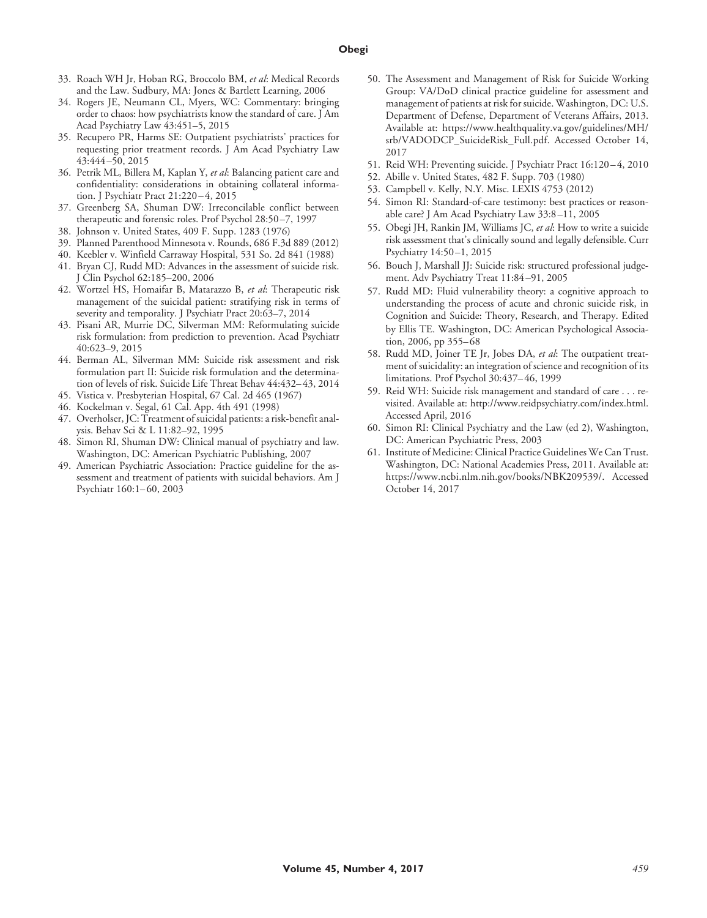33. Roach WH Jr, Hoban RG, Broccolo BM, *et al*: Medical Records and the Law. Sudbury, MA: Jones & Bartlett Learning, 2006
34. Rogers JE, Neumann CL, Myers, WC: Commentary: bringing order to chaos: how psychiatrists know the standard of care. J Am Acad Psychiatry Law 43:451–5, 2015
35. Recupero PR, Harms SE: Outpatient psychiatrists' practices for requesting prior treatment records. J Am Acad Psychiatry Law 43:444–50, 2015
36. Petrik ML, Billera M, Kaplan Y, *et al*: Balancing patient care and confidentiality: considerations in obtaining collateral information. J Psychiatr Pract 21:220–4, 2015
37. Greenberg SA, Shuman DW: Irreconcilable conflict between therapeutic and forensic roles. Prof Psychol 28:50–7, 1997
38. Johnson v. United States, 409 F. Supp. 1283 (1976)
39. Planned Parenthood Minnesota v. Rounds, 686 F.3d 889 (2012)
40. Keebler v. Winfield Carraway Hospital, 531 So. 2d 841 (1988)
41. Bryan CJ, Rudd MD: Advances in the assessment of suicide risk. J Clin Psychol 62:185–200, 2006
42. Wortzel HS, Homaifar B, Matarazzo B, *et al*: Therapeutic risk management of the suicidal patient: stratifying risk in terms of severity and temporality. J Psychiatr Pract 20:63–7, 2014
43. Pisani AR, Murrie DC, Silverman MM: Reformulating suicide risk formulation: from prediction to prevention. Acad Psychiatr 40:623–9, 2015
44. Berman AL, Silverman MM: Suicide risk assessment and risk formulation part II: Suicide risk formulation and the determination of levels of risk. Suicide Life Threat Behav 44:432–43, 2014
45. Vistica v. Presbyterian Hospital, 67 Cal. 2d 465 (1967)
46. Kockelman v. Segal, 61 Cal. App. 4th 491 (1998)
47. Overholser, JC: Treatment of suicidal patients: a risk-benefit analysis. Behav Sci & L 11:82–92, 1995
48. Simon RI, Shuman DW: Clinical manual of psychiatry and law. Washington, DC: American Psychiatric Publishing, 2007
49. American Psychiatric Association: Practice guideline for the assessment and treatment of patients with suicidal behaviors. Am J Psychiatr 160:1–60, 2003
50. The Assessment and Management of Risk for Suicide Working Group: VA/DoD clinical practice guideline for assessment and management of patients at risk for suicide. Washington, DC: U.S. Department of Defense, Department of Veterans Affairs, 2013. Available at: https://www.healthquality.va.gov/guidelines/MH/srb/VADODCP_SuicideRisk_Full.pdf. Accessed October 14, 2017
51. Reid WH: Preventing suicide. J Psychiatr Pract 16:120–4, 2010
52. Abille v. United States, 482 F. Supp. 703 (1980)
53. Campbell v. Kelly, N.Y. Misc. LEXIS 4753 (2012)
54. Simon RI: Standard-of-care testimony: best practices or reasonable care? J Am Acad Psychiatry Law 33:8–11, 2005
55. Obegi JH, Rankin JM, Williams JC, *et al*: How to write a suicide risk assessment that's clinically sound and legally defensible. Curr Psychiatry 14:50–1, 2015
56. Bouch J, Marshall JJ: Suicide risk: structured professional judgement. Adv Psychiatry Treat 11:84–91, 2005
57. Rudd MD: Fluid vulnerability theory: a cognitive approach to understanding the process of acute and chronic suicide risk, in Cognition and Suicide: Theory, Research, and Therapy. Edited by Ellis TE. Washington, DC: American Psychological Association, 2006, pp 355–68
58. Rudd MD, Joiner TE Jr, Jobes DA, *et al*: The outpatient treatment of suicidality: an integration of science and recognition of its limitations. Prof Psychol 30:437–46, 1999
59. Reid WH: Suicide risk management and standard of care . . . revisited. Available at: http://www.reidpsychiatry.com/index.html. Accessed April, 2016
60. Simon RI: Clinical Psychiatry and the Law (ed 2), Washington, DC: American Psychiatric Press, 2003
61. Institute of Medicine: Clinical Practice Guidelines We Can Trust. Washington, DC: National Academies Press, 2011. Available at: https://www.ncbi.nlm.nih.gov/books/NBK209539/. Accessed October 14, 2017